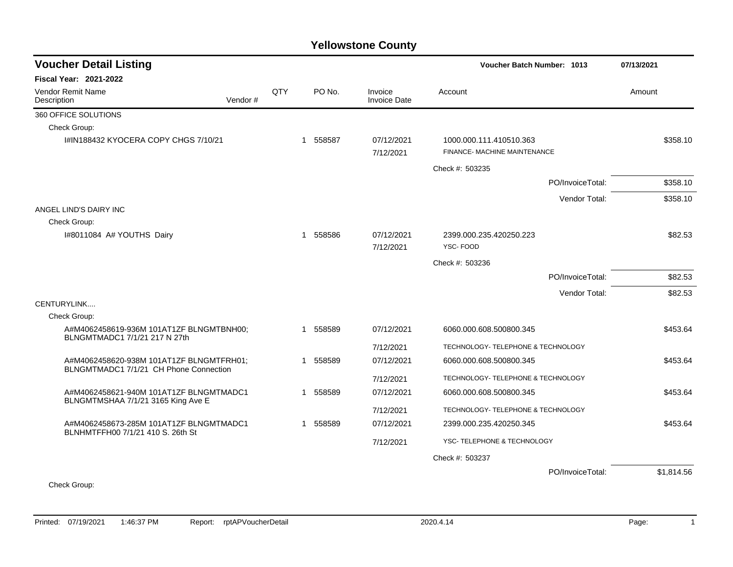# Yellowstone County

## Voucher Detail Listing

**Voucher Batch Number: 1013** — 07/13/2021

**Fiscal Year: 2021-2022**

| Vendor Remit Name / Description | Vendor # | QTY | PO No. | Invoice / Invoice Date | Account | Amount |
|---|---|---|---|---|---|---|
| **360 OFFICE SOLUTIONS** | | | | | | |
| Check Group: | | | | | | |
| I#IN188432 KYOCERA COPY CHGS 7/10/21 | | 1 | 558587 | 07/12/2021 / 7/12/2021 | 1000.000.111.410510.363 FINANCE- MACHINE MAINTENANCE | $358.10 |
| | | | | | Check #: 503235 | |
| | | | | | PO/InvoiceTotal: | $358.10 |
| | | | | | Vendor Total: | $358.10 |
| **ANGEL LIND'S DAIRY INC** | | | | | | |
| Check Group: | | | | | | |
| I#8011084 A# YOUTHS Dairy | | 1 | 558586 | 07/12/2021 / 7/12/2021 | 2399.000.235.420250.223 YSC- FOOD | $82.53 |
| | | | | | Check #: 503236 | |
| | | | | | PO/InvoiceTotal: | $82.53 |
| | | | | | Vendor Total: | $82.53 |
| **CENTURYLINK....** | | | | | | |
| Check Group: | | | | | | |
| A#M4062458619-936M 101AT1ZF BLNGMTBNH00; BLNGMTMADC1 7/1/21 217 N 27th | | 1 | 558589 | 07/12/2021 / 7/12/2021 | 6060.000.608.500800.345 TECHNOLOGY- TELEPHONE & TECHNOLOGY | $453.64 |
| A#M4062458620-938M 101AT1ZF BLNGMTFRH01; BLNGMTMADC1 7/1/21 CH Phone Connection | | 1 | 558589 | 07/12/2021 / 7/12/2021 | 6060.000.608.500800.345 TECHNOLOGY- TELEPHONE & TECHNOLOGY | $453.64 |
| A#M4062458621-940M 101AT1ZF BLNGMTMADC1 BLNGMTMSHAA 7/1/21 3165 King Ave E | | 1 | 558589 | 07/12/2021 / 7/12/2021 | 6060.000.608.500800.345 TECHNOLOGY- TELEPHONE & TECHNOLOGY | $453.64 |
| A#M4062458673-285M 101AT1ZF BLNGMTMADC1 BLNHMTFFH00 7/1/21 410 S. 26th St | | 1 | 558589 | 07/12/2021 / 7/12/2021 | 2399.000.235.420250.345 YSC- TELEPHONE & TECHNOLOGY | $453.64 |
| | | | | | Check #: 503237 | |
| | | | | | PO/InvoiceTotal: | $1,814.56 |
| Check Group: | | | | | | |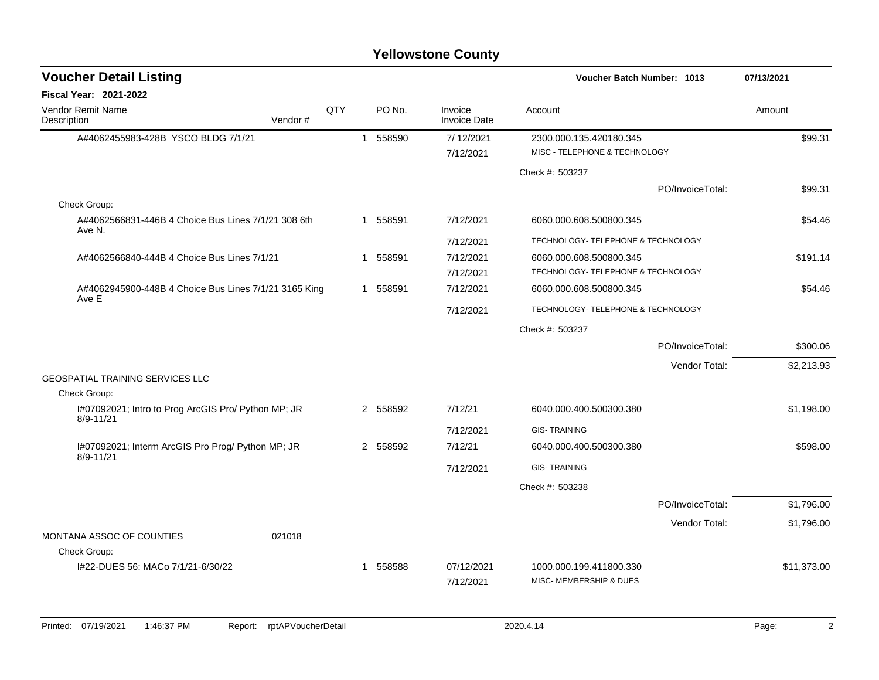# Yellowstone County

## Voucher Detail Listing

**Voucher Batch Number: 1013** — 07/13/2021

**Fiscal Year: 2021-2022**

| Vendor Remit Name / Description | Vendor # | QTY | PO No. | Invoice / Invoice Date | Account | Amount |
|---|---|---|---|---|---|---|
| A#4062455983-428B YSCO BLDG 7/1/21 | | 1 | 558590 | 7/ 12/2021 | 2300.000.135.420180.345 | $99.31 |
| | | | | 7/12/2021 | MISC - TELEPHONE & TECHNOLOGY | |
| | | | | | Check #: 503237 | |
| | | | | | PO/InvoiceTotal: | $99.31 |
| Check Group: | | | | | | |
| A#4062566831-446B 4 Choice Bus Lines 7/1/21 308 6th Ave N. | | 1 | 558591 | 7/12/2021 | 6060.000.608.500800.345 | $54.46 |
| | | | | 7/12/2021 | TECHNOLOGY- TELEPHONE & TECHNOLOGY | |
| A#4062566840-444B 4 Choice Bus Lines 7/1/21 | | 1 | 558591 | 7/12/2021 | 6060.000.608.500800.345 | $191.14 |
| | | | | 7/12/2021 | TECHNOLOGY- TELEPHONE & TECHNOLOGY | |
| A#4062945900-448B 4 Choice Bus Lines 7/1/21 3165 King Ave E | | 1 | 558591 | 7/12/2021 | 6060.000.608.500800.345 | $54.46 |
| | | | | 7/12/2021 | TECHNOLOGY- TELEPHONE & TECHNOLOGY | |
| | | | | | Check #: 503237 | |
| | | | | | PO/InvoiceTotal: | $300.06 |
| | | | | | Vendor Total: | $2,213.93 |
| GEOSPATIAL TRAINING SERVICES LLC | | | | | | |
| Check Group: | | | | | | |
| I#07092021; Intro to Prog ArcGIS Pro/ Python MP; JR 8/9-11/21 | | 2 | 558592 | 7/12/21 | 6040.000.400.500300.380 | $1,198.00 |
| | | | | 7/12/2021 | GIS- TRAINING | |
| I#07092021; Interm ArcGIS Pro Prog/ Python MP; JR 8/9-11/21 | | 2 | 558592 | 7/12/21 | 6040.000.400.500300.380 | $598.00 |
| | | | | 7/12/2021 | GIS- TRAINING | |
| | | | | | Check #: 503238 | |
| | | | | | PO/InvoiceTotal: | $1,796.00 |
| | | | | | Vendor Total: | $1,796.00 |
| MONTANA ASSOC OF COUNTIES | 021018 | | | | | |
| Check Group: | | | | | | |
| I#22-DUES 56: MACo 7/1/21-6/30/22 | | 1 | 558588 | 07/12/2021 | 1000.000.199.411800.330 | $11,373.00 |
| | | | | 7/12/2021 | MISC- MEMBERSHIP & DUES | |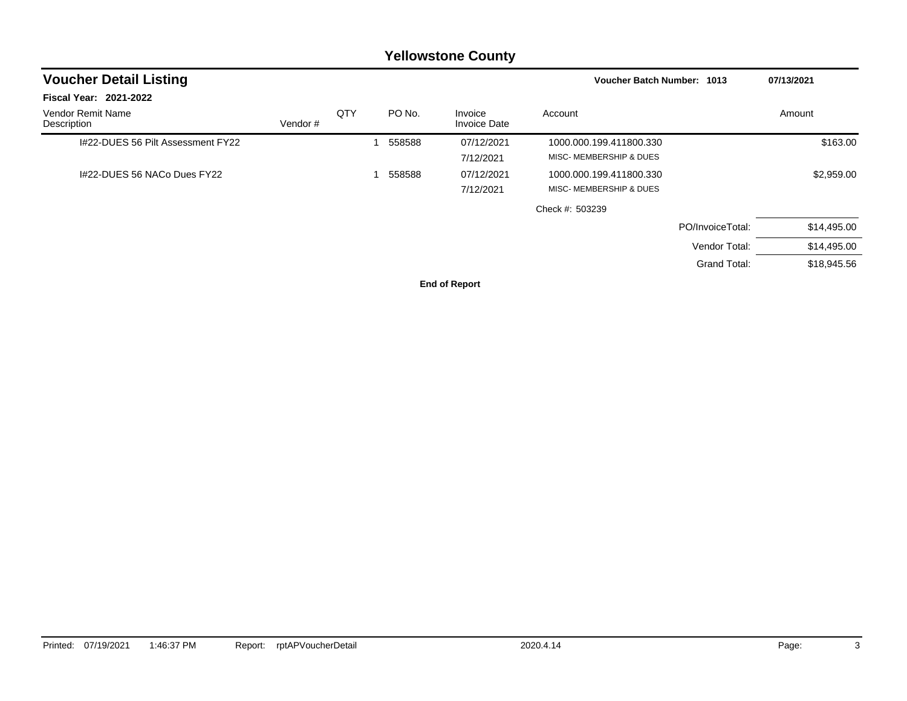# Yellowstone County

## Voucher Detail Listing

**Voucher Batch Number: 1013** **07/13/2021**

**Fiscal Year: 2021-2022**

| Vendor Remit Name / Description | Vendor # | QTY | PO No. | Invoice / Invoice Date | Account | Amount |
|---|---|---|---|---|---|---|
| I#22-DUES 56 Pilt Assessment FY22 | | 1 | 558588 | 07/12/2021<br>7/12/2021 | 1000.000.199.411800.330<br>MISC- MEMBERSHIP & DUES | $163.00 |
| I#22-DUES 56 NACo Dues FY22 | | 1 | 558588 | 07/12/2021<br>7/12/2021 | 1000.000.199.411800.330<br>MISC- MEMBERSHIP & DUES | $2,959.00 |
| | | | | | Check #: 503239 | |
| | | | | | PO/InvoiceTotal: | $14,495.00 |
| | | | | | Vendor Total: | $14,495.00 |
| | | | | | Grand Total: | $18,945.56 |

**End of Report**

Printed: 07/19/2021 1:46:37 PM Report: rptAPVoucherDetail 2020.4.14